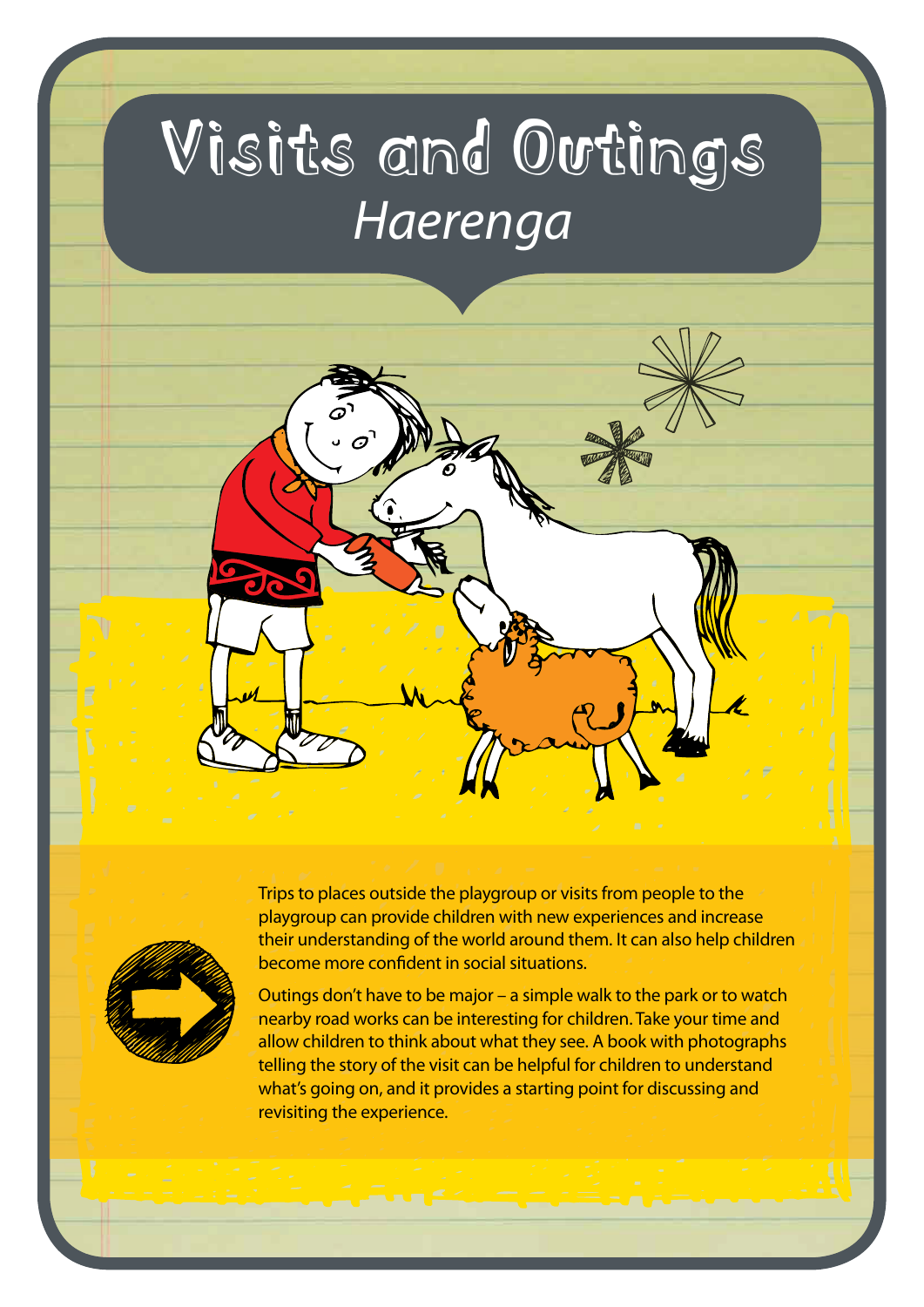# Visits and Outings

## *Haerenga*

Trips to places outside the playgroup or visits from people to the playgroup can provide children with new experiences and increase their understanding of the world around them. It can also help children become more confident in social situations.

Outings don't have to be major – a simple walk to the park or to watch nearby road works can be interesting for children. Take your time and allow children to think about what they see. A book with photographs telling the story of the visit can be helpful for children to understand what's going on, and it provides a starting point for discussing and revisiting the experience.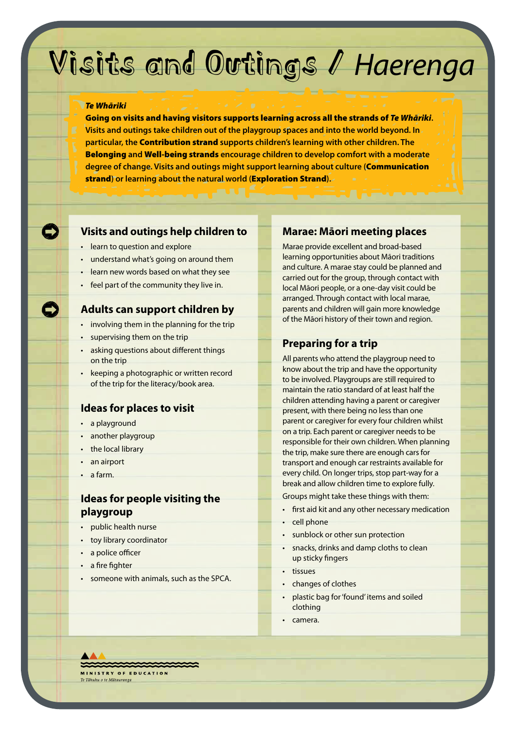# Visits and Outings / *Haerenga*

***Te Whāriki***

**Going on visits and having visitors supports learning across all the strands of *Te Whāriki*.** Visits and outings take children out of the playgroup spaces and into the world beyond. In particular, the **Contribution strand** supports children's learning with other children. The **Belonging** and **Well-being strands** encourage children to develop comfort with a moderate degree of change. Visits and outings might support learning about culture (**Communication strand**) or learning about the natural world (**Exploration Strand**).

## Visits and outings help children to

- learn to question and explore
- understand what's going on around them
- learn new words based on what they see
- feel part of the community they live in.

## Adults can support children by

- involving them in the planning for the trip
- supervising them on the trip
- asking questions about different things on the trip
- keeping a photographic or written record of the trip for the literacy/book area.

## Ideas for places to visit

- a playground
- another playgroup
- the local library
- an airport
- a farm.

## Ideas for people visiting the playgroup

- public health nurse
- toy library coordinator
- a police officer
- a fire fighter
- someone with animals, such as the SPCA.

## Marae: Māori meeting places

Marae provide excellent and broad-based learning opportunities about Māori traditions and culture. A marae stay could be planned and carried out for the group, through contact with local Māori people, or a one-day visit could be arranged. Through contact with local marae, parents and children will gain more knowledge of the Māori history of their town and region.

## Preparing for a trip

All parents who attend the playgroup need to know about the trip and have the opportunity to be involved. Playgroups are still required to maintain the ratio standard of at least half the children attending having a parent or caregiver present, with there being no less than one parent or caregiver for every four children whilst on a trip. Each parent or caregiver needs to be responsible for their own children. When planning the trip, make sure there are enough cars for transport and enough car restraints available for every child. On longer trips, stop part-way for a break and allow children time to explore fully.

Groups might take these things with them:

- first aid kit and any other necessary medication
- cell phone
- sunblock or other sun protection
- snacks, drinks and damp cloths to clean up sticky fingers
- tissues
- changes of clothes
- plastic bag for 'found' items and soiled clothing
- camera.

MINISTRY OF EDUCATION
*Te Tāhuhu o te Mātauranga*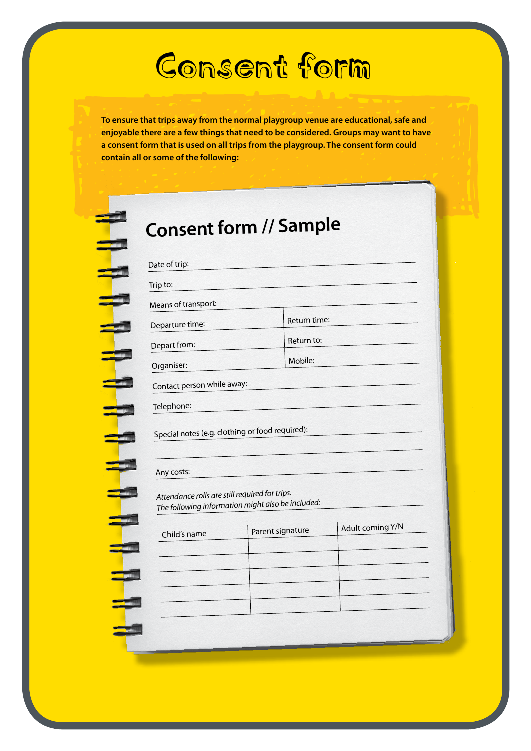# Consent form

**To ensure that trips away from the normal playgroup venue are educational, safe and enjoyable there are a few things that need to be considered. Groups may want to have a consent form that is used on all trips from the playgroup. The consent form could contain all or some of the following:**

## Consent form // Sample

Date of trip:

Trip to:

Means of transport:

| | |
|---|---|
| Departure time: | Return time: |
| Depart from: | Return to: |
| Organiser: | Mobile: |

Contact person while away:

Telephone:

Special notes (e.g. clothing or food required):

Any costs:

*Attendance rolls are still required for trips.*
*The following information might also be included:*

| Child's name | Parent signature | Adult coming Y/N |
|---|---|---|
| | | |
| | | |
| | | |
| | | |
| | | |